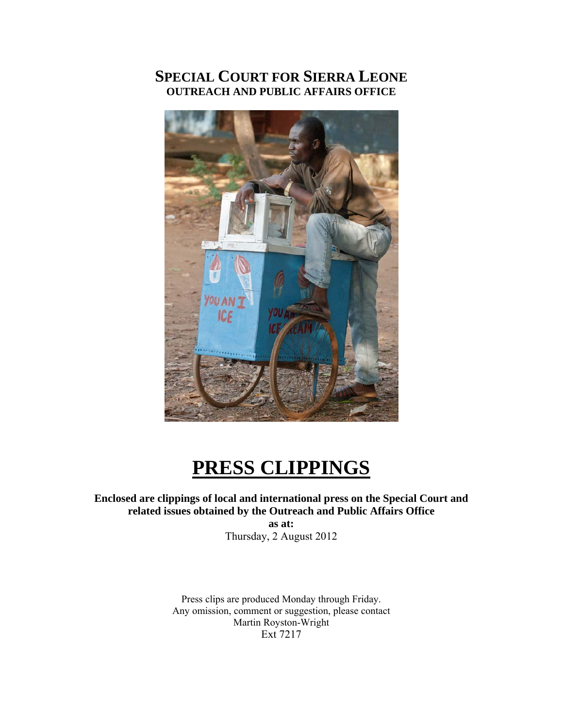# SPECIAL COURT FOR SIERRA LEONE

**OUTREACH AND PUBLIC AFFAIRS OFFICE**

# PRESS CLIPPINGS

**Enclosed are clippings of local and international press on the Special Court and related issues obtained by the Outreach and Public Affairs Office**

**as at:**

Thursday, 2 August 2012

Press clips are produced Monday through Friday.
Any omission, comment or suggestion, please contact
Martin Royston-Wright
Ext 7217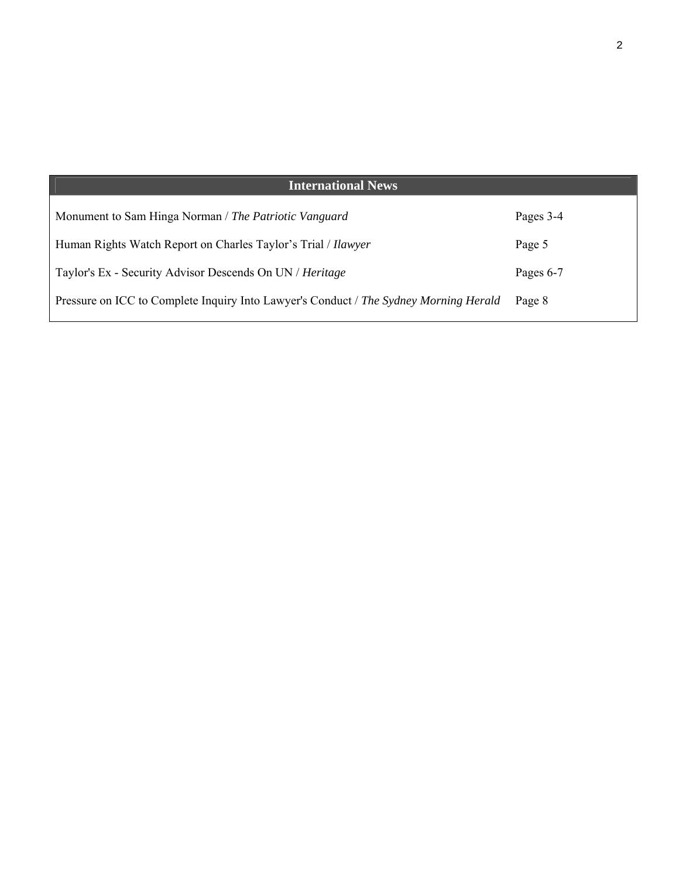| International News | |
| --- | --- |
| Monument to Sam Hinga Norman / *The Patriotic Vanguard* | Pages 3-4 |
| Human Rights Watch Report on Charles Taylor's Trial / *Ilawyer* | Page 5 |
| Taylor's Ex - Security Advisor Descends On UN / *Heritage* | Pages 6-7 |
| Pressure on ICC to Complete Inquiry Into Lawyer's Conduct / *The Sydney Morning Herald* | Page 8 |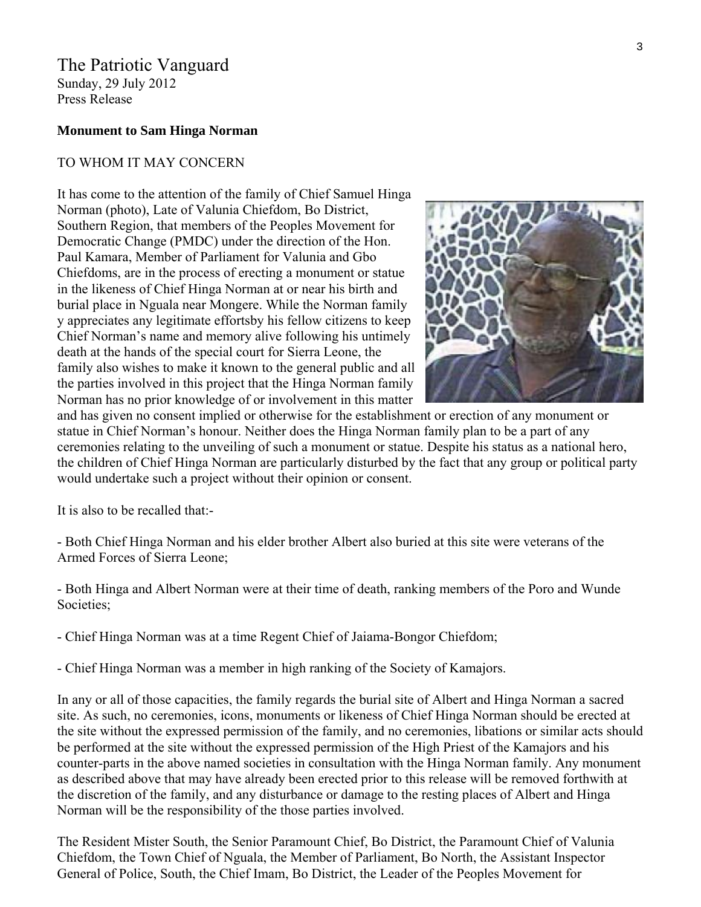# The Patriotic Vanguard

Sunday, 29 July 2012
Press Release

**Monument to Sam Hinga Norman**

TO WHOM IT MAY CONCERN

It has come to the attention of the family of Chief Samuel Hinga Norman (photo), Late of Valunia Chiefdom, Bo District, Southern Region, that members of the Peoples Movement for Democratic Change (PMDC) under the direction of the Hon. Paul Kamara, Member of Parliament for Valunia and Gbo Chiefdoms, are in the process of erecting a monument or statue in the likeness of Chief Hinga Norman at or near his birth and burial place in Nguala near Mongere. While the Norman family y appreciates any legitimate effortsby his fellow citizens to keep Chief Norman's name and memory alive following his untimely death at the hands of the special court for Sierra Leone, the family also wishes to make it known to the general public and all the parties involved in this project that the Hinga Norman family Norman has no prior knowledge of or involvement in this matter and has given no consent implied or otherwise for the establishment or erection of any monument or statue in Chief Norman's honour. Neither does the Hinga Norman family plan to be a part of any ceremonies relating to the unveiling of such a monument or statue. Despite his status as a national hero, the children of Chief Hinga Norman are particularly disturbed by the fact that any group or political party would undertake such a project without their opinion or consent.

It is also to be recalled that:-

- Both Chief Hinga Norman and his elder brother Albert also buried at this site were veterans of the Armed Forces of Sierra Leone;

- Both Hinga and Albert Norman were at their time of death, ranking members of the Poro and Wunde Societies;

- Chief Hinga Norman was at a time Regent Chief of Jaiama-Bongor Chiefdom;

- Chief Hinga Norman was a member in high ranking of the Society of Kamajors.

In any or all of those capacities, the family regards the burial site of Albert and Hinga Norman a sacred site. As such, no ceremonies, icons, monuments or likeness of Chief Hinga Norman should be erected at the site without the expressed permission of the family, and no ceremonies, libations or similar acts should be performed at the site without the expressed permission of the High Priest of the Kamajors and his counter-parts in the above named societies in consultation with the Hinga Norman family. Any monument as described above that may have already been erected prior to this release will be removed forthwith at the discretion of the family, and any disturbance or damage to the resting places of Albert and Hinga Norman will be the responsibility of the those parties involved.

The Resident Mister South, the Senior Paramount Chief, Bo District, the Paramount Chief of Valunia Chiefdom, the Town Chief of Nguala, the Member of Parliament, Bo North, the Assistant Inspector General of Police, South, the Chief Imam, Bo District, the Leader of the Peoples Movement for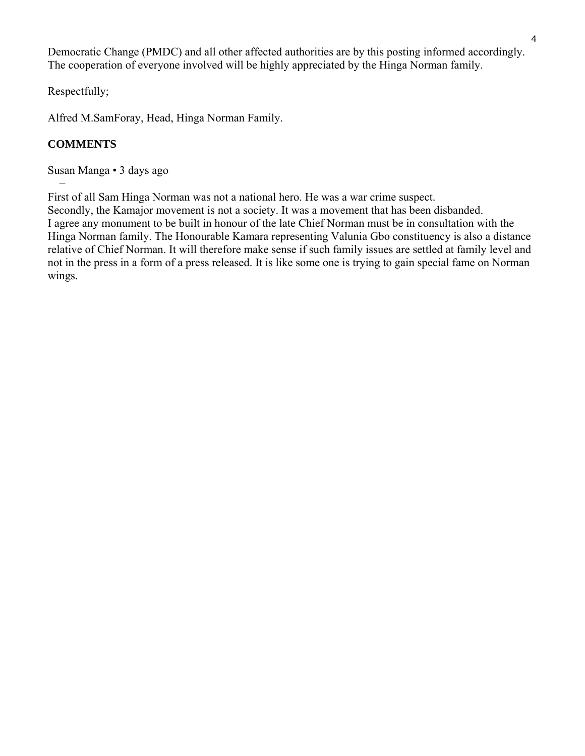Democratic Change (PMDC) and all other affected authorities are by this posting informed accordingly. The cooperation of everyone involved will be highly appreciated by the Hinga Norman family.

Respectfully;

Alfred M.SamForay, Head, Hinga Norman Family.

**COMMENTS**

Susan Manga • 3 days ago

−

First of all Sam Hinga Norman was not a national hero. He was a war crime suspect.
Secondly, the Kamajor movement is not a society. It was a movement that has been disbanded.
I agree any monument to be built in honour of the late Chief Norman must be in consultation with the Hinga Norman family. The Honourable Kamara representing Valunia Gbo constituency is also a distance relative of Chief Norman. It will therefore make sense if such family issues are settled at family level and not in the press in a form of a press released. It is like some one is trying to gain special fame on Norman wings.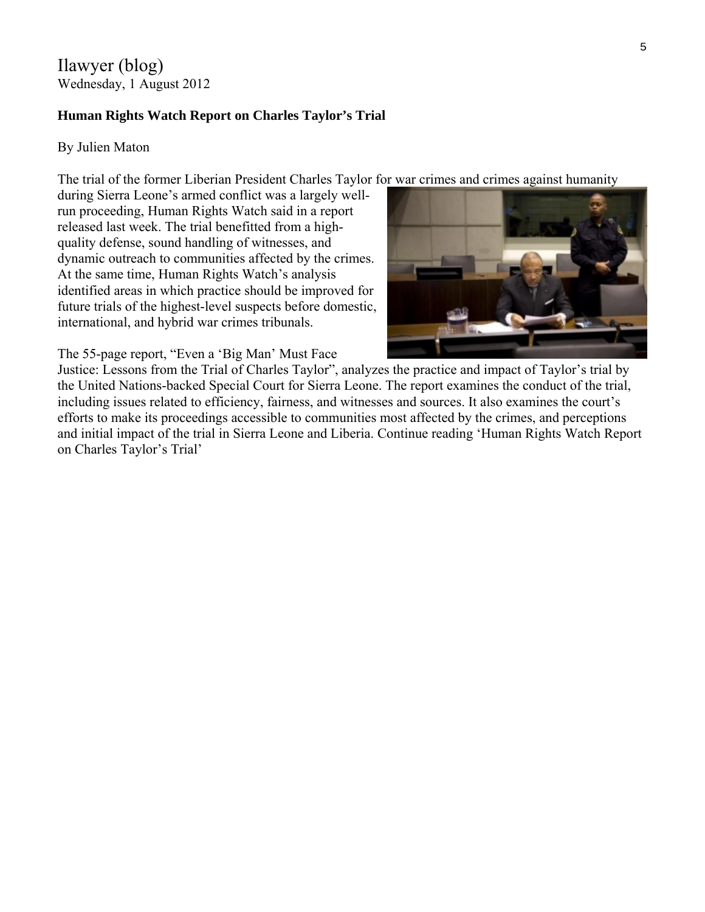Ilawyer (blog)
Wednesday, 1 August 2012

**Human Rights Watch Report on Charles Taylor's Trial**

By Julien Maton

The trial of the former Liberian President Charles Taylor for war crimes and crimes against humanity during Sierra Leone's armed conflict was a largely well-run proceeding, Human Rights Watch said in a report released last week. The trial benefitted from a high-quality defense, sound handling of witnesses, and dynamic outreach to communities affected by the crimes. At the same time, Human Rights Watch's analysis identified areas in which practice should be improved for future trials of the highest-level suspects before domestic, international, and hybrid war crimes tribunals.

The 55-page report, "Even a 'Big Man' Must Face Justice: Lessons from the Trial of Charles Taylor", analyzes the practice and impact of Taylor's trial by the United Nations-backed Special Court for Sierra Leone. The report examines the conduct of the trial, including issues related to efficiency, fairness, and witnesses and sources. It also examines the court's efforts to make its proceedings accessible to communities most affected by the crimes, and perceptions and initial impact of the trial in Sierra Leone and Liberia. Continue reading 'Human Rights Watch Report on Charles Taylor's Trial'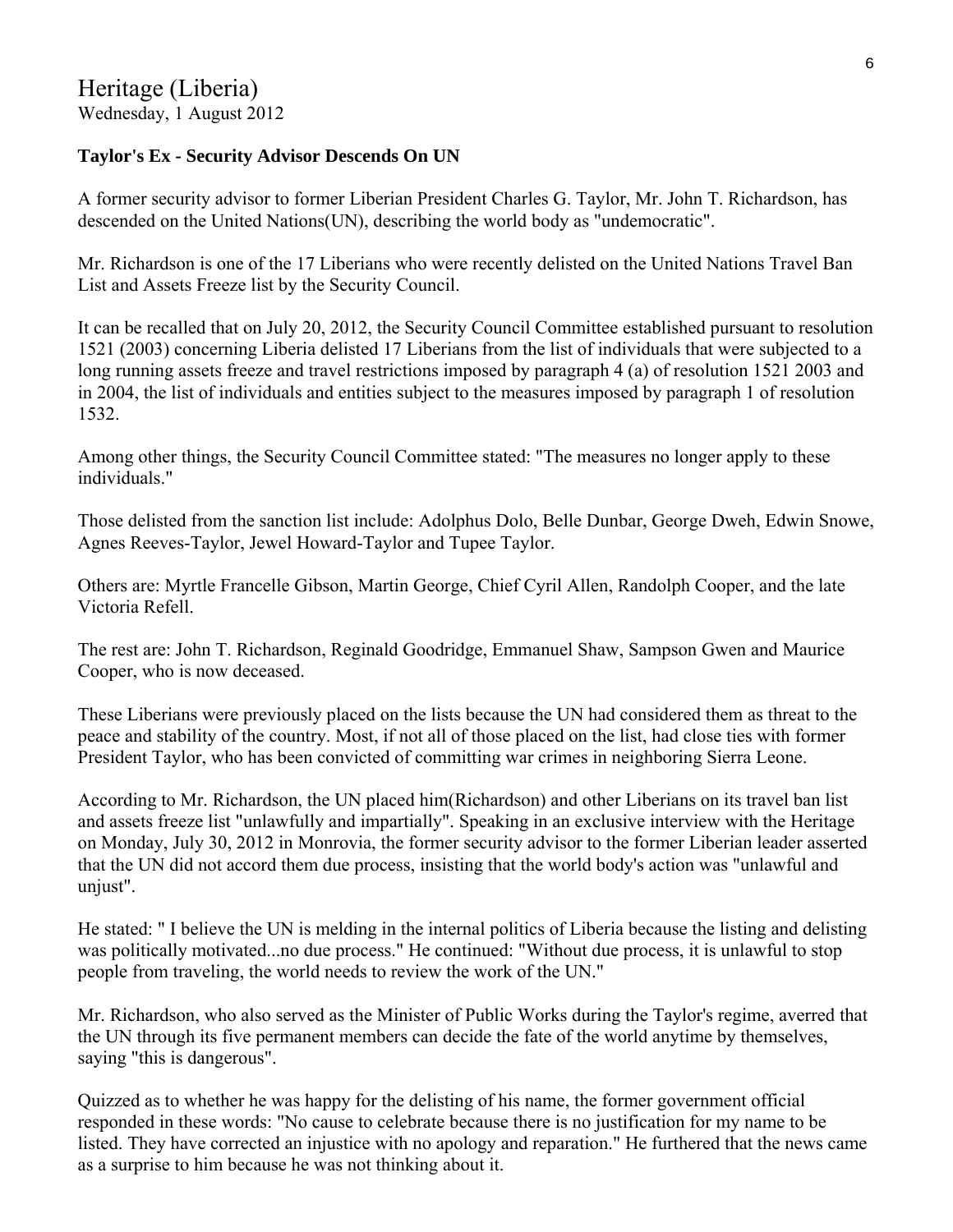## Heritage (Liberia)

Wednesday, 1 August 2012

**Taylor's Ex - Security Advisor Descends On UN**

A former security advisor to former Liberian President Charles G. Taylor, Mr. John T. Richardson, has descended on the United Nations(UN), describing the world body as "undemocratic".

Mr. Richardson is one of the 17 Liberians who were recently delisted on the United Nations Travel Ban List and Assets Freeze list by the Security Council.

It can be recalled that on July 20, 2012, the Security Council Committee established pursuant to resolution 1521 (2003) concerning Liberia delisted 17 Liberians from the list of individuals that were subjected to a long running assets freeze and travel restrictions imposed by paragraph 4 (a) of resolution 1521 2003 and in 2004, the list of individuals and entities subject to the measures imposed by paragraph 1 of resolution 1532.

Among other things, the Security Council Committee stated: "The measures no longer apply to these individuals."

Those delisted from the sanction list include: Adolphus Dolo, Belle Dunbar, George Dweh, Edwin Snowe, Agnes Reeves-Taylor, Jewel Howard-Taylor and Tupee Taylor.

Others are: Myrtle Francelle Gibson, Martin George, Chief Cyril Allen, Randolph Cooper, and the late Victoria Refell.

The rest are: John T. Richardson, Reginald Goodridge, Emmanuel Shaw, Sampson Gwen and Maurice Cooper, who is now deceased.

These Liberians were previously placed on the lists because the UN had considered them as threat to the peace and stability of the country. Most, if not all of those placed on the list, had close ties with former President Taylor, who has been convicted of committing war crimes in neighboring Sierra Leone.

According to Mr. Richardson, the UN placed him(Richardson) and other Liberians on its travel ban list and assets freeze list "unlawfully and impartially". Speaking in an exclusive interview with the Heritage on Monday, July 30, 2012 in Monrovia, the former security advisor to the former Liberian leader asserted that the UN did not accord them due process, insisting that the world body's action was "unlawful and unjust".

He stated: " I believe the UN is melding in the internal politics of Liberia because the listing and delisting was politically motivated...no due process." He continued: "Without due process, it is unlawful to stop people from traveling, the world needs to review the work of the UN."

Mr. Richardson, who also served as the Minister of Public Works during the Taylor's regime, averred that the UN through its five permanent members can decide the fate of the world anytime by themselves, saying "this is dangerous".

Quizzed as to whether he was happy for the delisting of his name, the former government official responded in these words: "No cause to celebrate because there is no justification for my name to be listed. They have corrected an injustice with no apology and reparation." He furthered that the news came as a surprise to him because he was not thinking about it.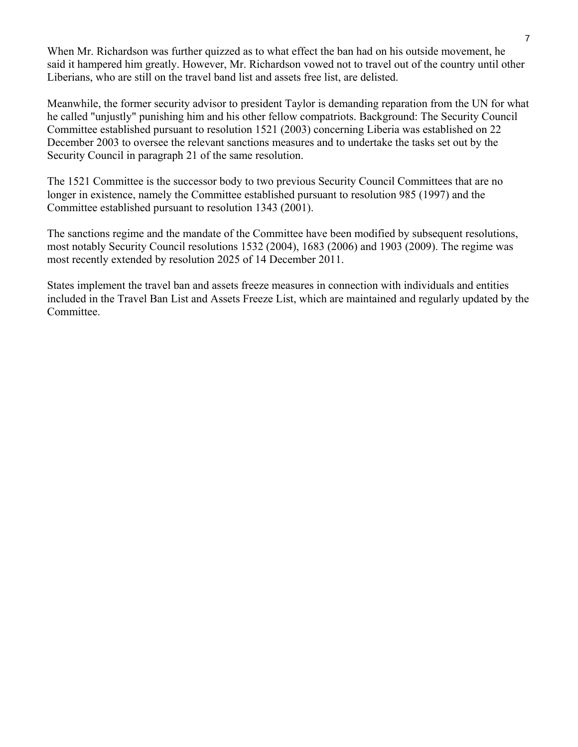When Mr. Richardson was further quizzed as to what effect the ban had on his outside movement, he said it hampered him greatly. However, Mr. Richardson vowed not to travel out of the country until other Liberians, who are still on the travel band list and assets free list, are delisted.

Meanwhile, the former security advisor to president Taylor is demanding reparation from the UN for what he called "unjustly" punishing him and his other fellow compatriots. Background: The Security Council Committee established pursuant to resolution 1521 (2003) concerning Liberia was established on 22 December 2003 to oversee the relevant sanctions measures and to undertake the tasks set out by the Security Council in paragraph 21 of the same resolution.

The 1521 Committee is the successor body to two previous Security Council Committees that are no longer in existence, namely the Committee established pursuant to resolution 985 (1997) and the Committee established pursuant to resolution 1343 (2001).

The sanctions regime and the mandate of the Committee have been modified by subsequent resolutions, most notably Security Council resolutions 1532 (2004), 1683 (2006) and 1903 (2009). The regime was most recently extended by resolution 2025 of 14 December 2011.

States implement the travel ban and assets freeze measures in connection with individuals and entities included in the Travel Ban List and Assets Freeze List, which are maintained and regularly updated by the Committee.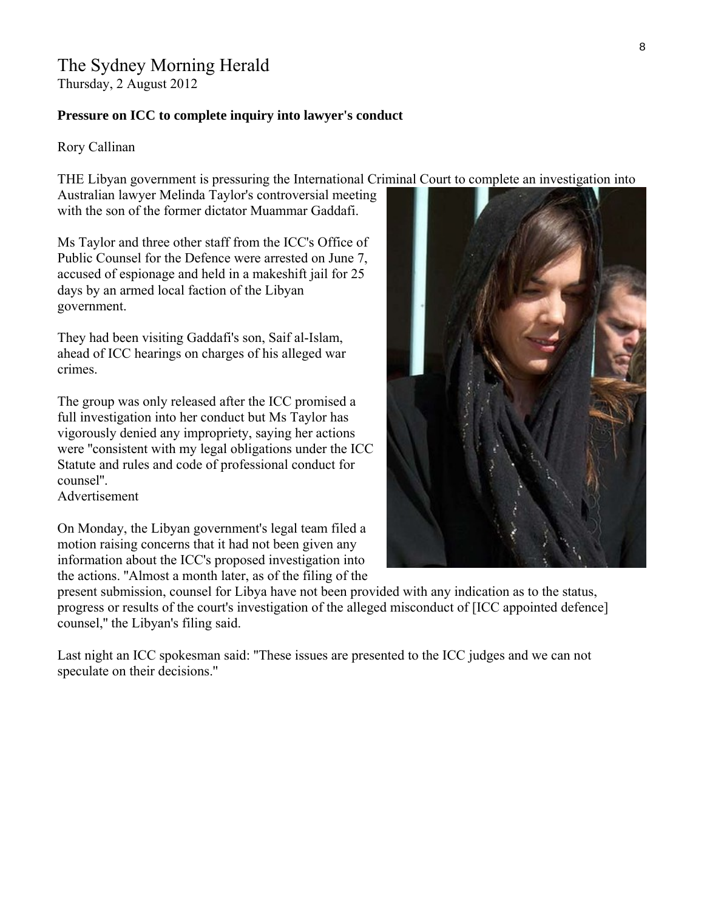# The Sydney Morning Herald

Thursday, 2 August 2012

**Pressure on ICC to complete inquiry into lawyer's conduct**

Rory Callinan

THE Libyan government is pressuring the International Criminal Court to complete an investigation into Australian lawyer Melinda Taylor's controversial meeting with the son of the former dictator Muammar Gaddafi.

Ms Taylor and three other staff from the ICC's Office of Public Counsel for the Defence were arrested on June 7, accused of espionage and held in a makeshift jail for 25 days by an armed local faction of the Libyan government.

They had been visiting Gaddafi's son, Saif al-Islam, ahead of ICC hearings on charges of his alleged war crimes.

The group was only released after the ICC promised a full investigation into her conduct but Ms Taylor has vigorously denied any impropriety, saying her actions were "consistent with my legal obligations under the ICC Statute and rules and code of professional conduct for counsel".
Advertisement

On Monday, the Libyan government's legal team filed a motion raising concerns that it had not been given any information about the ICC's proposed investigation into the actions. "Almost a month later, as of the filing of the present submission, counsel for Libya have not been provided with any indication as to the status, progress or results of the court's investigation of the alleged misconduct of [ICC appointed defence] counsel," the Libyan's filing said.

Last night an ICC spokesman said: "These issues are presented to the ICC judges and we can not speculate on their decisions."